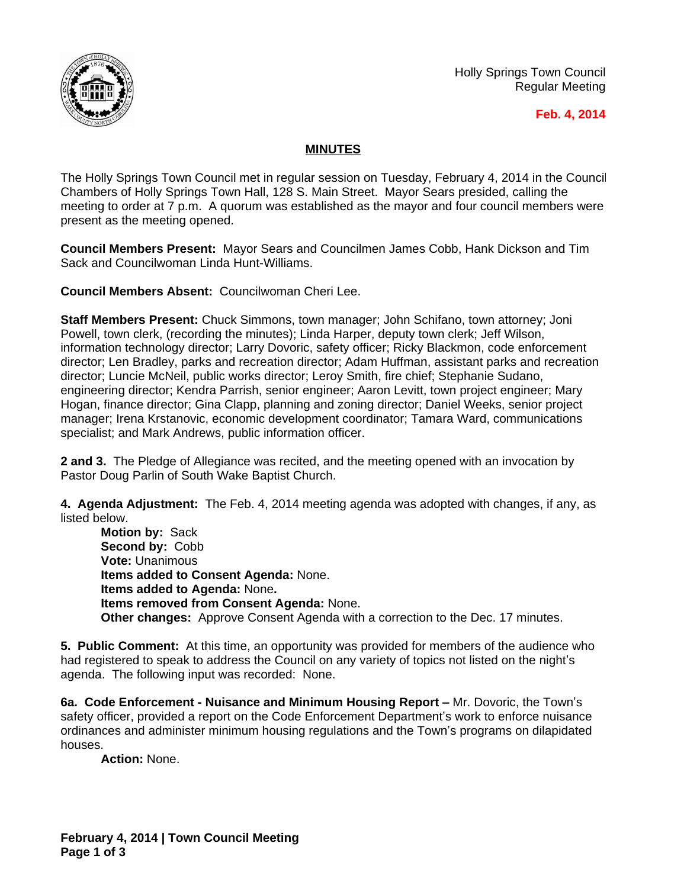Holly Springs Town Council
Regular Meeting

**Feb. 4, 2014**

## MINUTES

The Holly Springs Town Council met in regular session on Tuesday, February 4, 2014 in the Council Chambers of Holly Springs Town Hall, 128 S. Main Street. Mayor Sears presided, calling the meeting to order at 7 p.m. A quorum was established as the mayor and four council members were present as the meeting opened.

**Council Members Present:** Mayor Sears and Councilmen James Cobb, Hank Dickson and Tim Sack and Councilwoman Linda Hunt-Williams.

**Council Members Absent:** Councilwoman Cheri Lee.

**Staff Members Present:** Chuck Simmons, town manager; John Schifano, town attorney; Joni Powell, town clerk, (recording the minutes); Linda Harper, deputy town clerk; Jeff Wilson, information technology director; Larry Dovoric, safety officer; Ricky Blackmon, code enforcement director; Len Bradley, parks and recreation director; Adam Huffman, assistant parks and recreation director; Luncie McNeil, public works director; Leroy Smith, fire chief; Stephanie Sudano, engineering director; Kendra Parrish, senior engineer; Aaron Levitt, town project engineer; Mary Hogan, finance director; Gina Clapp, planning and zoning director; Daniel Weeks, senior project manager; Irena Krstanovic, economic development coordinator; Tamara Ward, communications specialist; and Mark Andrews, public information officer.

**2 and 3.** The Pledge of Allegiance was recited, and the meeting opened with an invocation by Pastor Doug Parlin of South Wake Baptist Church.

**4. Agenda Adjustment:** The Feb. 4, 2014 meeting agenda was adopted with changes, if any, as listed below.

> **Motion by:** Sack
> **Second by:** Cobb
> **Vote:** Unanimous
> **Items added to Consent Agenda:** None.
> **Items added to Agenda:** None**.**
> **Items removed from Consent Agenda:** None.
> **Other changes:** Approve Consent Agenda with a correction to the Dec. 17 minutes.

**5. Public Comment:** At this time, an opportunity was provided for members of the audience who had registered to speak to address the Council on any variety of topics not listed on the night's agenda. The following input was recorded: None.

**6a. Code Enforcement - Nuisance and Minimum Housing Report –** Mr. Dovoric, the Town's safety officer, provided a report on the Code Enforcement Department's work to enforce nuisance ordinances and administer minimum housing regulations and the Town's programs on dilapidated houses.

> **Action:** None.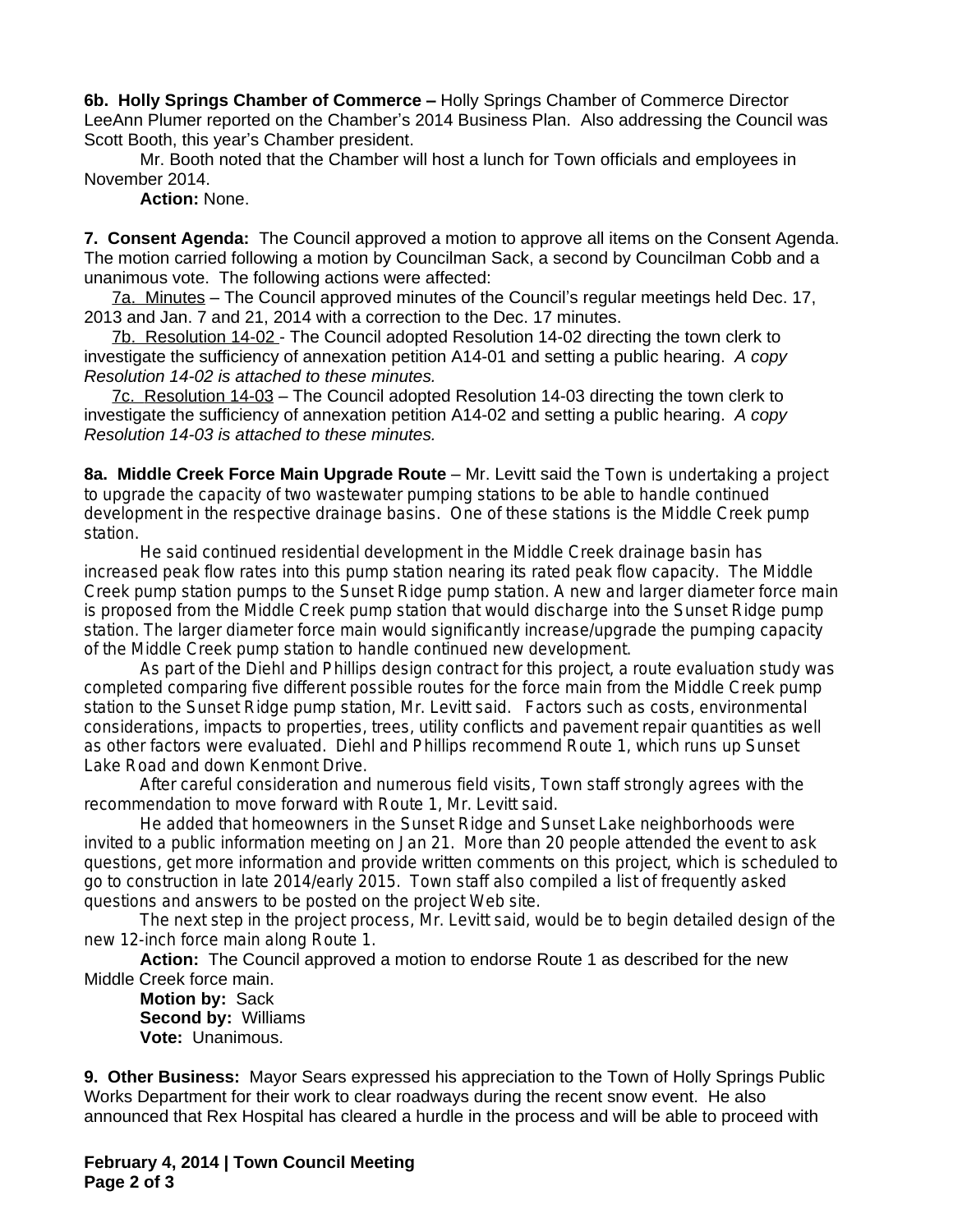**6b. Holly Springs Chamber of Commerce –** Holly Springs Chamber of Commerce Director LeeAnn Plumer reported on the Chamber's 2014 Business Plan. Also addressing the Council was Scott Booth, this year's Chamber president.

Mr. Booth noted that the Chamber will host a lunch for Town officials and employees in November 2014.

**Action:** None.

**7. Consent Agenda:** The Council approved a motion to approve all items on the Consent Agenda. The motion carried following a motion by Councilman Sack, a second by Councilman Cobb and a unanimous vote. The following actions were affected:

7a. Minutes – The Council approved minutes of the Council's regular meetings held Dec. 17, 2013 and Jan. 7 and 21, 2014 with a correction to the Dec. 17 minutes.

7b. Resolution 14-02 - The Council adopted Resolution 14-02 directing the town clerk to investigate the sufficiency of annexation petition A14-01 and setting a public hearing. *A copy Resolution 14-02 is attached to these minutes.*

7c. Resolution 14-03 – The Council adopted Resolution 14-03 directing the town clerk to investigate the sufficiency of annexation petition A14-02 and setting a public hearing. *A copy Resolution 14-03 is attached to these minutes.*

**8a. Middle Creek Force Main Upgrade Route** – Mr. Levitt said the Town is undertaking a project to upgrade the capacity of two wastewater pumping stations to be able to handle continued development in the respective drainage basins. One of these stations is the Middle Creek pump station.

He said continued residential development in the Middle Creek drainage basin has increased peak flow rates into this pump station nearing its rated peak flow capacity. The Middle Creek pump station pumps to the Sunset Ridge pump station. A new and larger diameter force main is proposed from the Middle Creek pump station that would discharge into the Sunset Ridge pump station. The larger diameter force main would significantly increase/upgrade the pumping capacity of the Middle Creek pump station to handle continued new development.

As part of the Diehl and Phillips design contract for this project, a route evaluation study was completed comparing five different possible routes for the force main from the Middle Creek pump station to the Sunset Ridge pump station, Mr. Levitt said. Factors such as costs, environmental considerations, impacts to properties, trees, utility conflicts and pavement repair quantities as well as other factors were evaluated. Diehl and Phillips recommend Route 1, which runs up Sunset Lake Road and down Kenmont Drive.

After careful consideration and numerous field visits, Town staff strongly agrees with the recommendation to move forward with Route 1, Mr. Levitt said.

He added that homeowners in the Sunset Ridge and Sunset Lake neighborhoods were invited to a public information meeting on Jan 21. More than 20 people attended the event to ask questions, get more information and provide written comments on this project, which is scheduled to go to construction in late 2014/early 2015. Town staff also compiled a list of frequently asked questions and answers to be posted on the project Web site.

The next step in the project process, Mr. Levitt said, would be to begin detailed design of the new 12-inch force main along Route 1.

**Action:** The Council approved a motion to endorse Route 1 as described for the new Middle Creek force main.

**Motion by:** Sack
**Second by:** Williams
**Vote:** Unanimous.

**9. Other Business:** Mayor Sears expressed his appreciation to the Town of Holly Springs Public Works Department for their work to clear roadways during the recent snow event. He also announced that Rex Hospital has cleared a hurdle in the process and will be able to proceed with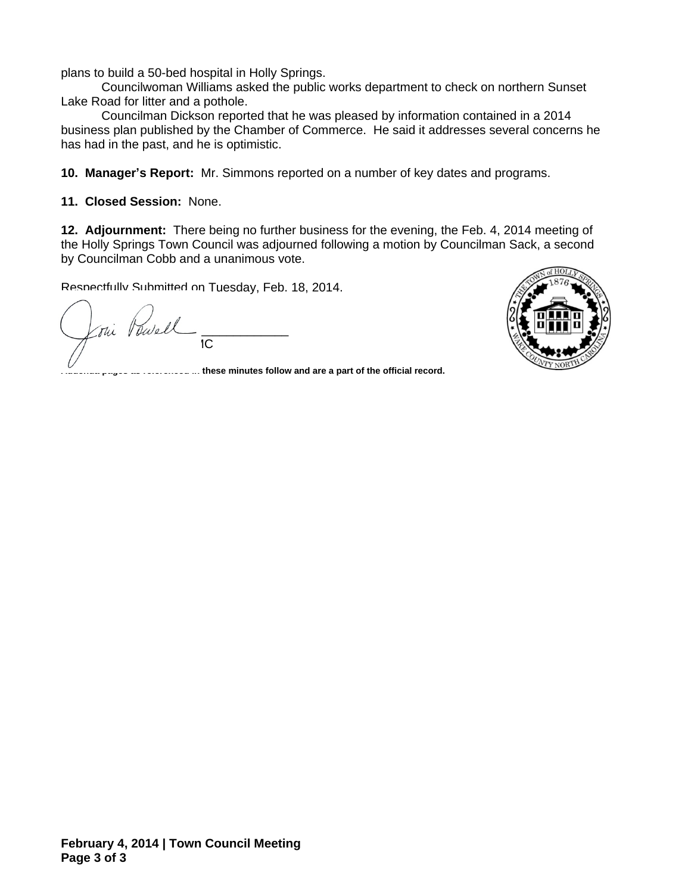plans to build a 50-bed hospital in Holly Springs.

Councilwoman Williams asked the public works department to check on northern Sunset Lake Road for litter and a pothole.

Councilman Dickson reported that he was pleased by information contained in a 2014 business plan published by the Chamber of Commerce. He said it addresses several concerns he has had in the past, and he is optimistic.

**10. Manager's Report:** Mr. Simmons reported on a number of key dates and programs.

**11. Closed Session:** None.

**12. Adjournment:** There being no further business for the evening, the Feb. 4, 2014 meeting of the Holly Springs Town Council was adjourned following a motion by Councilman Sack, a second by Councilman Cobb and a unanimous vote.

Respectfully Submitted on Tuesday, Feb. 18, 2014.

Joni Powell ___________ MC

**these minutes follow and are a part of the official record.**